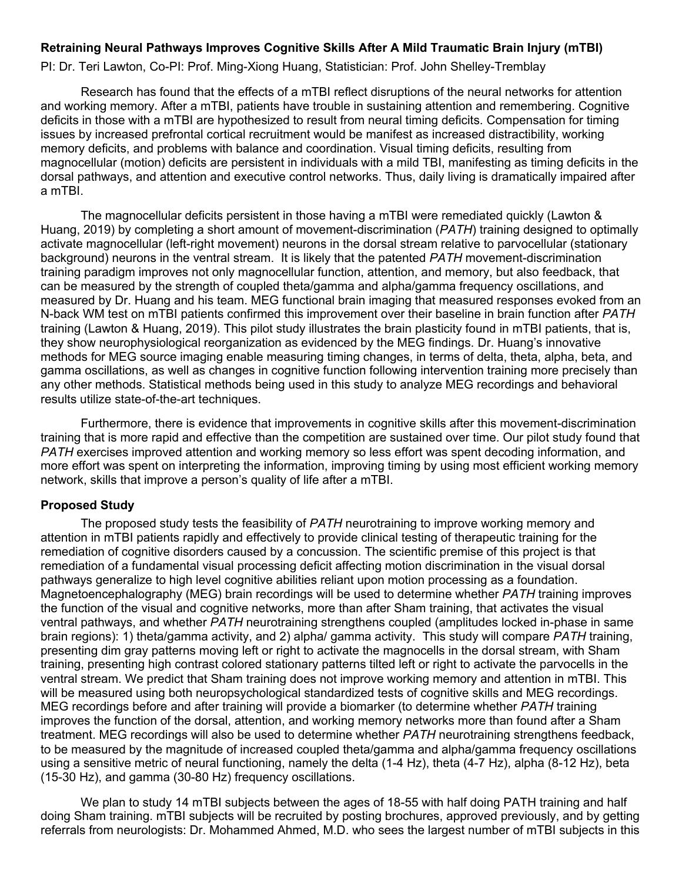**Retraining Neural Pathways Improves Cognitive Skills After A Mild Traumatic Brain Injury (mTBI)**

PI: Dr. Teri Lawton, Co-PI: Prof. Ming-Xiong Huang, Statistician: Prof. John Shelley-Tremblay

Research has found that the effects of a mTBI reflect disruptions of the neural networks for attention and working memory. After a mTBI, patients have trouble in sustaining attention and remembering. Cognitive deficits in those with a mTBI are hypothesized to result from neural timing deficits. Compensation for timing issues by increased prefrontal cortical recruitment would be manifest as increased distractibility, working memory deficits, and problems with balance and coordination. Visual timing deficits, resulting from magnocellular (motion) deficits are persistent in individuals with a mild TBI, manifesting as timing deficits in the dorsal pathways, and attention and executive control networks. Thus, daily living is dramatically impaired after a mTBI.

The magnocellular deficits persistent in those having a mTBI were remediated quickly (Lawton & Huang, 2019) by completing a short amount of movement-discrimination (*PATH*) training designed to optimally activate magnocellular (left-right movement) neurons in the dorsal stream relative to parvocellular (stationary background) neurons in the ventral stream. It is likely that the patented *PATH* movement-discrimination training paradigm improves not only magnocellular function, attention, and memory, but also feedback, that can be measured by the strength of coupled theta/gamma and alpha/gamma frequency oscillations, and measured by Dr. Huang and his team. MEG functional brain imaging that measured responses evoked from an N-back WM test on mTBI patients confirmed this improvement over their baseline in brain function after *PATH* training (Lawton & Huang, 2019). This pilot study illustrates the brain plasticity found in mTBI patients, that is, they show neurophysiological reorganization as evidenced by the MEG findings. Dr. Huang's innovative methods for MEG source imaging enable measuring timing changes, in terms of delta, theta, alpha, beta, and gamma oscillations, as well as changes in cognitive function following intervention training more precisely than any other methods. Statistical methods being used in this study to analyze MEG recordings and behavioral results utilize state-of-the-art techniques.

Furthermore, there is evidence that improvements in cognitive skills after this movement-discrimination training that is more rapid and effective than the competition are sustained over time. Our pilot study found that *PATH* exercises improved attention and working memory so less effort was spent decoding information, and more effort was spent on interpreting the information, improving timing by using most efficient working memory network, skills that improve a person's quality of life after a mTBI.

**Proposed Study**

The proposed study tests the feasibility of *PATH* neurotraining to improve working memory and attention in mTBI patients rapidly and effectively to provide clinical testing of therapeutic training for the remediation of cognitive disorders caused by a concussion. The scientific premise of this project is that remediation of a fundamental visual processing deficit affecting motion discrimination in the visual dorsal pathways generalize to high level cognitive abilities reliant upon motion processing as a foundation. Magnetoencephalography (MEG) brain recordings will be used to determine whether *PATH* training improves the function of the visual and cognitive networks, more than after Sham training, that activates the visual ventral pathways, and whether *PATH* neurotraining strengthens coupled (amplitudes locked in-phase in same brain regions): 1) theta/gamma activity, and 2) alpha/ gamma activity. This study will compare *PATH* training, presenting dim gray patterns moving left or right to activate the magnocells in the dorsal stream, with Sham training, presenting high contrast colored stationary patterns tilted left or right to activate the parvocells in the ventral stream. We predict that Sham training does not improve working memory and attention in mTBI. This will be measured using both neuropsychological standardized tests of cognitive skills and MEG recordings. MEG recordings before and after training will provide a biomarker (to determine whether *PATH* training improves the function of the dorsal, attention, and working memory networks more than found after a Sham treatment. MEG recordings will also be used to determine whether *PATH* neurotraining strengthens feedback, to be measured by the magnitude of increased coupled theta/gamma and alpha/gamma frequency oscillations using a sensitive metric of neural functioning, namely the delta (1-4 Hz), theta (4-7 Hz), alpha (8-12 Hz), beta (15-30 Hz), and gamma (30-80 Hz) frequency oscillations.

We plan to study 14 mTBI subjects between the ages of 18-55 with half doing PATH training and half doing Sham training. mTBI subjects will be recruited by posting brochures, approved previously, and by getting referrals from neurologists: Dr. Mohammed Ahmed, M.D. who sees the largest number of mTBI subjects in this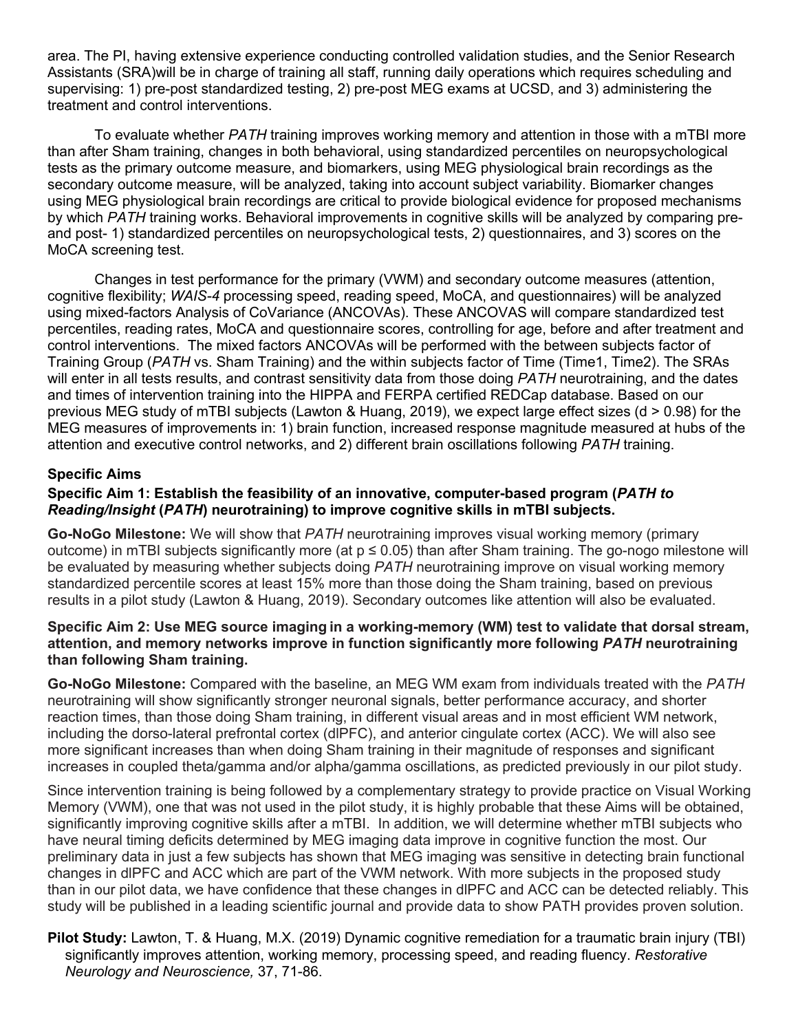area. The PI, having extensive experience conducting controlled validation studies, and the Senior Research Assistants (SRA)will be in charge of training all staff, running daily operations which requires scheduling and supervising: 1) pre-post standardized testing, 2) pre-post MEG exams at UCSD, and 3) administering the treatment and control interventions.

To evaluate whether *PATH* training improves working memory and attention in those with a mTBI more than after Sham training, changes in both behavioral, using standardized percentiles on neuropsychological tests as the primary outcome measure, and biomarkers, using MEG physiological brain recordings as the secondary outcome measure, will be analyzed, taking into account subject variability. Biomarker changes using MEG physiological brain recordings are critical to provide biological evidence for proposed mechanisms by which *PATH* training works. Behavioral improvements in cognitive skills will be analyzed by comparing pre- and post- 1) standardized percentiles on neuropsychological tests, 2) questionnaires, and 3) scores on the MoCA screening test.

Changes in test performance for the primary (VWM) and secondary outcome measures (attention, cognitive flexibility; *WAIS-4* processing speed, reading speed, MoCA, and questionnaires) will be analyzed using mixed-factors Analysis of CoVariance (ANCOVAs). These ANCOVAS will compare standardized test percentiles, reading rates, MoCA and questionnaire scores, controlling for age, before and after treatment and control interventions. The mixed factors ANCOVAs will be performed with the between subjects factor of Training Group (*PATH* vs. Sham Training) and the within subjects factor of Time (Time1, Time2). The SRAs will enter in all tests results, and contrast sensitivity data from those doing *PATH* neurotraining, and the dates and times of intervention training into the HIPPA and FERPA certified REDCap database. Based on our previous MEG study of mTBI subjects (Lawton & Huang, 2019), we expect large effect sizes ($d > 0.98$) for the MEG measures of improvements in: 1) brain function, increased response magnitude measured at hubs of the attention and executive control networks, and 2) different brain oscillations following *PATH* training.

### Specific Aims

**Specific Aim 1: Establish the feasibility of an innovative, computer-based program (*PATH to Reading/Insight* (*PATH*) neurotraining) to improve cognitive skills in mTBI subjects.**

**Go-NoGo Milestone:** We will show that *PATH* neurotraining improves visual working memory (primary outcome) in mTBI subjects significantly more (at $p \leq 0.05$) than after Sham training. The go-nogo milestone will be evaluated by measuring whether subjects doing *PATH* neurotraining improve on visual working memory standardized percentile scores at least 15% more than those doing the Sham training, based on previous results in a pilot study (Lawton & Huang, 2019). Secondary outcomes like attention will also be evaluated.

**Specific Aim 2: Use MEG source imaging in a working-memory (WM) test to validate that dorsal stream, attention, and memory networks improve in function significantly more following *PATH* neurotraining than following Sham training.**

**Go-NoGo Milestone:** Compared with the baseline, an MEG WM exam from individuals treated with the *PATH* neurotraining will show significantly stronger neuronal signals, better performance accuracy, and shorter reaction times, than those doing Sham training, in different visual areas and in most efficient WM network, including the dorso-lateral prefrontal cortex (dlPFC), and anterior cingulate cortex (ACC). We will also see more significant increases than when doing Sham training in their magnitude of responses and significant increases in coupled theta/gamma and/or alpha/gamma oscillations, as predicted previously in our pilot study.

Since intervention training is being followed by a complementary strategy to provide practice on Visual Working Memory (VWM), one that was not used in the pilot study, it is highly probable that these Aims will be obtained, significantly improving cognitive skills after a mTBI. In addition, we will determine whether mTBI subjects who have neural timing deficits determined by MEG imaging data improve in cognitive function the most. Our preliminary data in just a few subjects has shown that MEG imaging was sensitive in detecting brain functional changes in dlPFC and ACC which are part of the VWM network. With more subjects in the proposed study than in our pilot data, we have confidence that these changes in dlPFC and ACC can be detected reliably. This study will be published in a leading scientific journal and provide data to show PATH provides proven solution.

**Pilot Study:** Lawton, T. & Huang, M.X. (2019) Dynamic cognitive remediation for a traumatic brain injury (TBI) significantly improves attention, working memory, processing speed, and reading fluency. *Restorative Neurology and Neuroscience,* 37, 71-86.